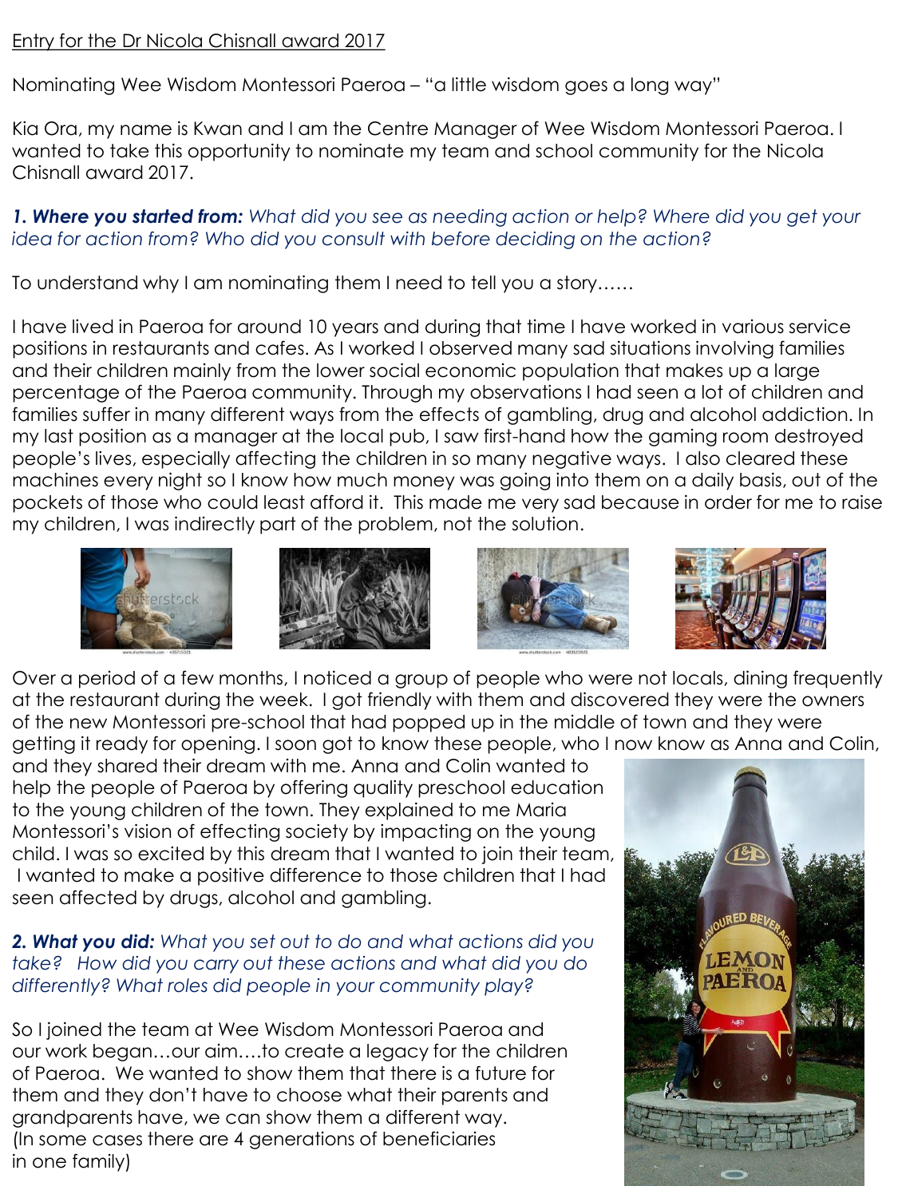Entry for the Dr Nicola Chisnall award 2017

Nominating Wee Wisdom Montessori Paeroa – "a little wisdom goes a long way"

Kia Ora, my name is Kwan and I am the Centre Manager of Wee Wisdom Montessori Paeroa. I wanted to take this opportunity to nominate my team and school community for the Nicola Chisnall award 2017.

***1. Where you started from:*** *What did you see as needing action or help? Where did you get your idea for action from? Who did you consult with before deciding on the action?*

To understand why I am nominating them I need to tell you a story……

I have lived in Paeroa for around 10 years and during that time I have worked in various service positions in restaurants and cafes. As I worked I observed many sad situations involving families and their children mainly from the lower social economic population that makes up a large percentage of the Paeroa community. Through my observations I had seen a lot of children and families suffer in many different ways from the effects of gambling, drug and alcohol addiction. In my last position as a manager at the local pub, I saw first-hand how the gaming room destroyed people's lives, especially affecting the children in so many negative ways. I also cleared these machines every night so I know how much money was going into them on a daily basis, out of the pockets of those who could least afford it. This made me very sad because in order for me to raise my children, I was indirectly part of the problem, not the solution.

Over a period of a few months, I noticed a group of people who were not locals, dining frequently at the restaurant during the week. I got friendly with them and discovered they were the owners of the new Montessori pre-school that had popped up in the middle of town and they were getting it ready for opening. I soon got to know these people, who I now know as Anna and Colin, and they shared their dream with me. Anna and Colin wanted to help the people of Paeroa by offering quality preschool education to the young children of the town. They explained to me Maria Montessori's vision of effecting society by impacting on the young child. I was so excited by this dream that I wanted to join their team, I wanted to make a positive difference to those children that I had seen affected by drugs, alcohol and gambling.

***2. What you did:*** *What you set out to do and what actions did you take? How did you carry out these actions and what did you do differently? What roles did people in your community play?*

So I joined the team at Wee Wisdom Montessori Paeroa and our work began…our aim….to create a legacy for the children of Paeroa. We wanted to show them that there is a future for them and they don't have to choose what their parents and grandparents have, we can show them a different way. (In some cases there are 4 generations of beneficiaries in one family)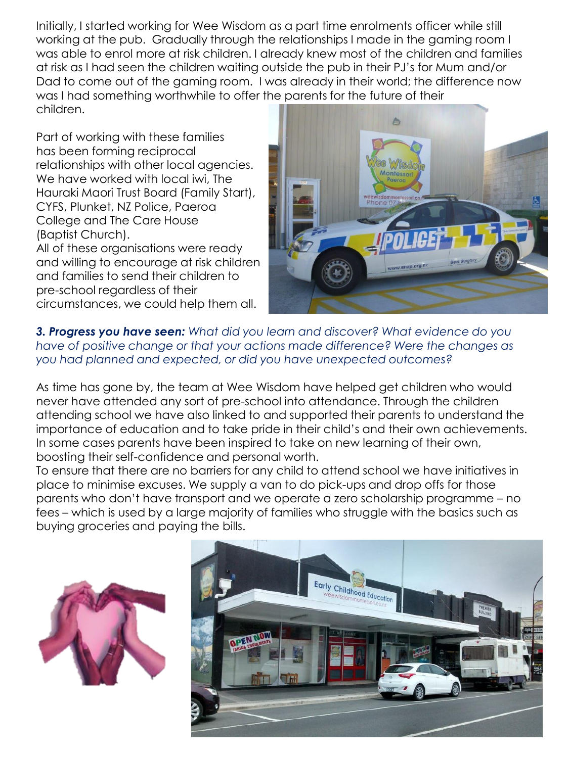Initially, I started working for Wee Wisdom as a part time enrolments officer while still working at the pub. Gradually through the relationships I made in the gaming room I was able to enrol more at risk children. I already knew most of the children and families at risk as I had seen the children waiting outside the pub in their PJ's for Mum and/or Dad to come out of the gaming room. I was already in their world; the difference now was I had something worthwhile to offer the parents for the future of their children.

Part of working with these families has been forming reciprocal relationships with other local agencies. We have worked with local iwi, The Hauraki Maori Trust Board (Family Start), CYFS, Plunket, NZ Police, Paeroa College and The Care House (Baptist Church).
All of these organisations were ready and willing to encourage at risk children and families to send their children to pre-school regardless of their circumstances, we could help them all.

***3. Progress you have seen:*** *What did you learn and discover? What evidence do you have of positive change or that your actions made difference? Were the changes as you had planned and expected, or did you have unexpected outcomes?*

As time has gone by, the team at Wee Wisdom have helped get children who would never have attended any sort of pre-school into attendance. Through the children attending school we have also linked to and supported their parents to understand the importance of education and to take pride in their child's and their own achievements. In some cases parents have been inspired to take on new learning of their own, boosting their self-confidence and personal worth.
To ensure that there are no barriers for any child to attend school we have initiatives in place to minimise excuses. We supply a van to do pick-ups and drop offs for those parents who don't have transport and we operate a zero scholarship programme – no fees – which is used by a large majority of families who struggle with the basics such as buying groceries and paying the bills.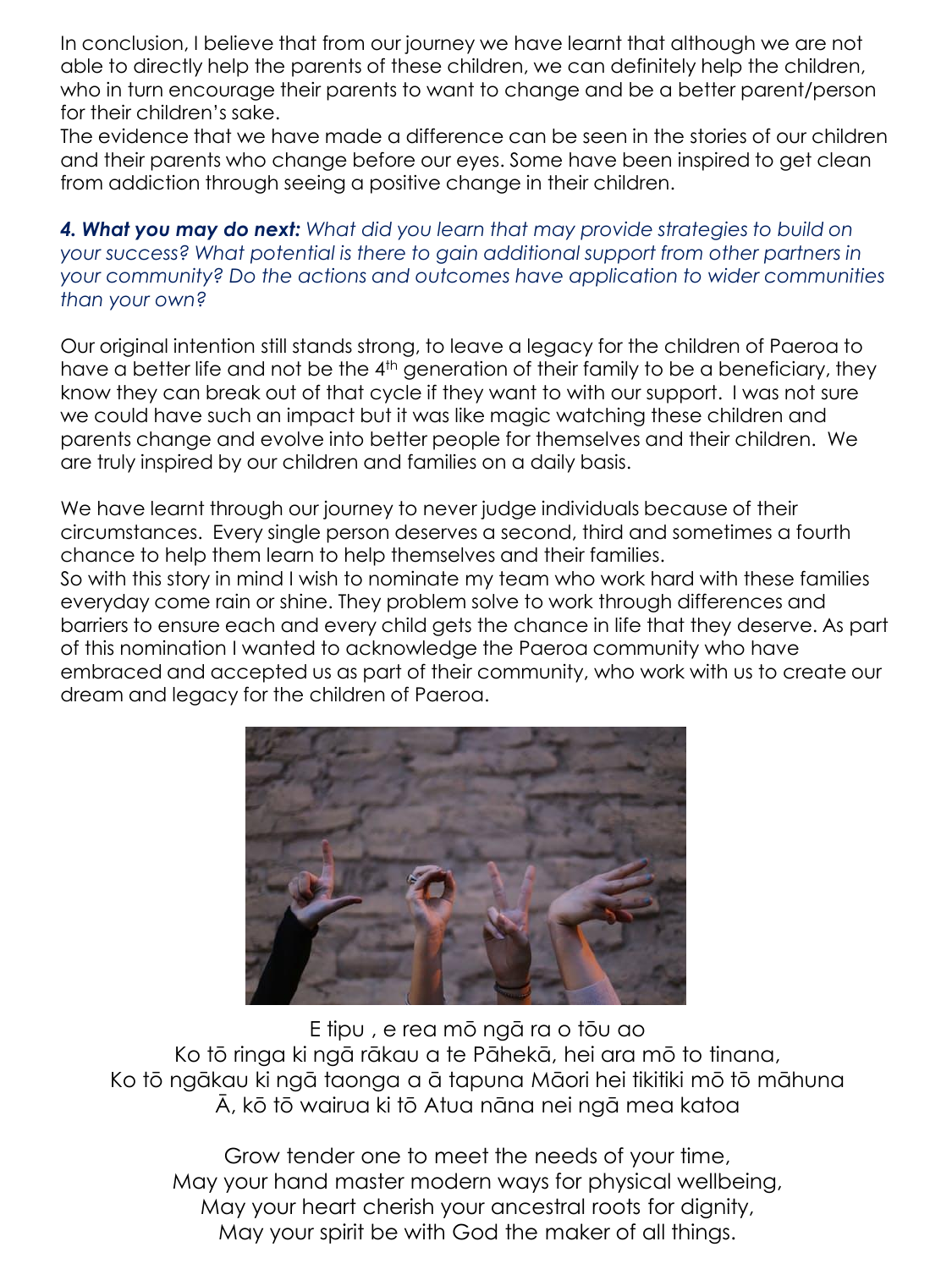In conclusion, I believe that from our journey we have learnt that although we are not able to directly help the parents of these children, we can definitely help the children, who in turn encourage their parents to want to change and be a better parent/person for their children's sake.

The evidence that we have made a difference can be seen in the stories of our children and their parents who change before our eyes. Some have been inspired to get clean from addiction through seeing a positive change in their children.

***4. What you may do next:*** *What did you learn that may provide strategies to build on your success? What potential is there to gain additional support from other partners in your community? Do the actions and outcomes have application to wider communities than your own?*

Our original intention still stands strong, to leave a legacy for the children of Paeroa to have a better life and not be the 4th generation of their family to be a beneficiary, they know they can break out of that cycle if they want to with our support. I was not sure we could have such an impact but it was like magic watching these children and parents change and evolve into better people for themselves and their children. We are truly inspired by our children and families on a daily basis.

We have learnt through our journey to never judge individuals because of their circumstances. Every single person deserves a second, third and sometimes a fourth chance to help them learn to help themselves and their families.

So with this story in mind I wish to nominate my team who work hard with these families everyday come rain or shine. They problem solve to work through differences and barriers to ensure each and every child gets the chance in life that they deserve. As part of this nomination I wanted to acknowledge the Paeroa community who have embraced and accepted us as part of their community, who work with us to create our dream and legacy for the children of Paeroa.

E tipu , e rea mō ngā ra o tōu ao
Ko tō ringa ki ngā rākau a te Pāhekā, hei ara mō to tinana,
Ko tō ngākau ki ngā taonga a ā tapuna Māori hei tikitiki mō tō māhuna
Ā, kō tō wairua ki tō Atua nāna nei ngā mea katoa

Grow tender one to meet the needs of your time,
May your hand master modern ways for physical wellbeing,
May your heart cherish your ancestral roots for dignity,
May your spirit be with God the maker of all things.